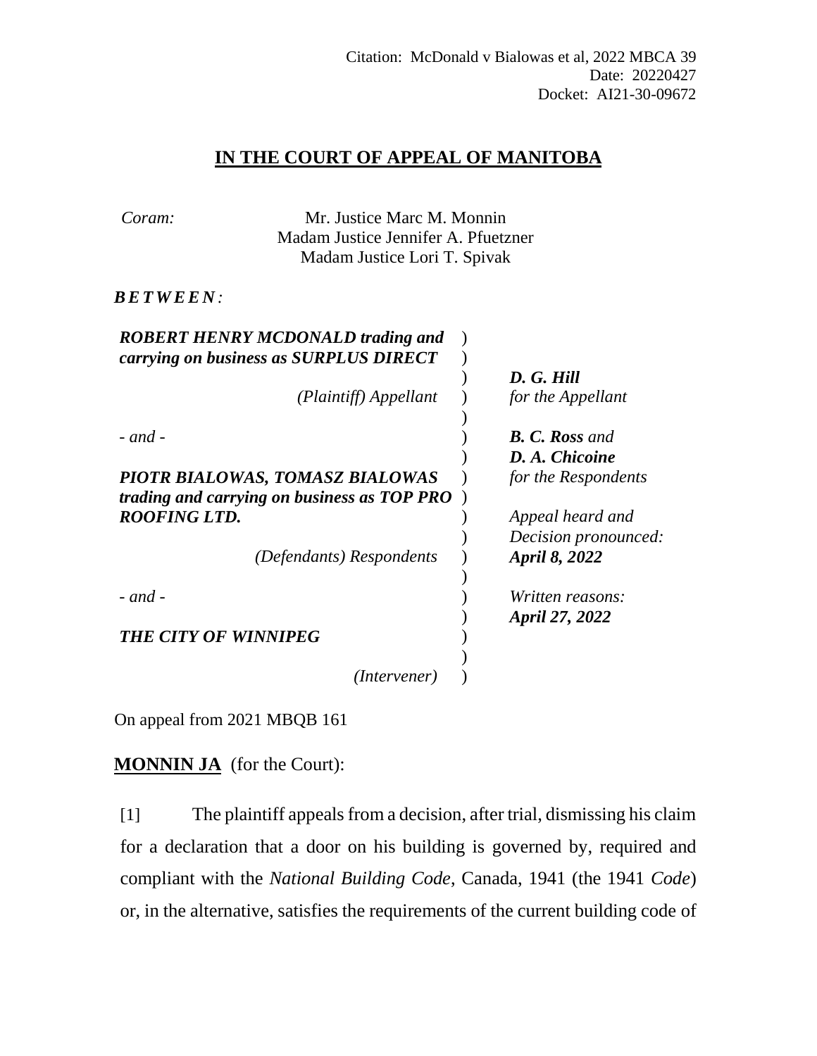Citation: McDonald v Bialowas et al, 2022 MBCA 39
Date: 20220427
Docket: AI21-30-09672

# IN THE COURT OF APPEAL OF MANITOBA

*Coram:* Mr. Justice Marc M. Monnin
Madam Justice Jennifer A. Pfuetzner
Madam Justice Lori T. Spivak

***BETWEEN:***

| | |
|---|---|
| ***ROBERT HENRY MCDONALD trading and carrying on business as SURPLUS DIRECT*** | |
| *(Plaintiff) Appellant* | ***D. G. Hill*** *for the Appellant* |
| *- and -* | ***B. C. Ross*** *and* ***D. A. Chicoine*** *for the Respondents* |
| ***PIOTR BIALOWAS, TOMASZ BIALOWAS trading and carrying on business as TOP PRO ROOFING LTD.*** | *Appeal heard and Decision pronounced:* ***April 8, 2022*** |
| *(Defendants) Respondents* | |
| *- and -* | *Written reasons:* ***April 27, 2022*** |
| ***THE CITY OF WINNIPEG*** | |
| *(Intervener)* | |

On appeal from 2021 MBQB 161

**MONNIN JA** (for the Court):

[1] The plaintiff appeals from a decision, after trial, dismissing his claim for a declaration that a door on his building is governed by, required and compliant with the *National Building Code*, Canada, 1941 (the 1941 *Code*) or, in the alternative, satisfies the requirements of the current building code of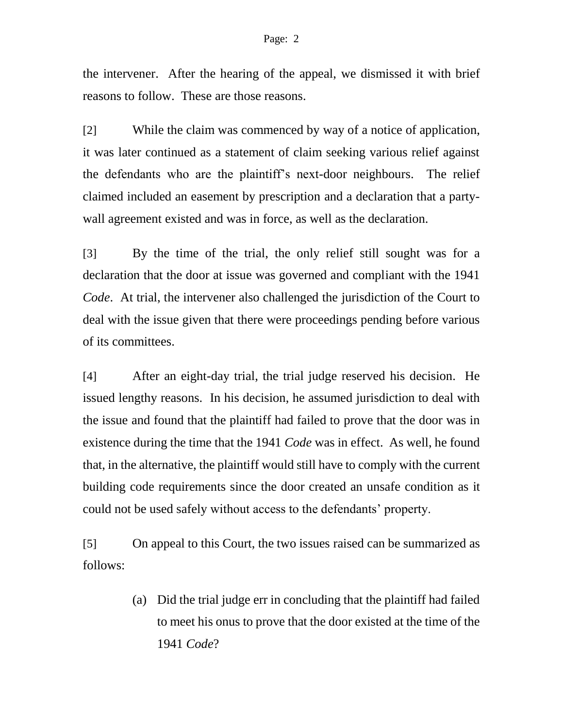the intervener. After the hearing of the appeal, we dismissed it with brief reasons to follow. These are those reasons.

[2] While the claim was commenced by way of a notice of application, it was later continued as a statement of claim seeking various relief against the defendants who are the plaintiff's next-door neighbours. The relief claimed included an easement by prescription and a declaration that a party-wall agreement existed and was in force, as well as the declaration.

[3] By the time of the trial, the only relief still sought was for a declaration that the door at issue was governed and compliant with the 1941 *Code*. At trial, the intervener also challenged the jurisdiction of the Court to deal with the issue given that there were proceedings pending before various of its committees.

[4] After an eight-day trial, the trial judge reserved his decision. He issued lengthy reasons. In his decision, he assumed jurisdiction to deal with the issue and found that the plaintiff had failed to prove that the door was in existence during the time that the 1941 *Code* was in effect. As well, he found that, in the alternative, the plaintiff would still have to comply with the current building code requirements since the door created an unsafe condition as it could not be used safely without access to the defendants' property.

[5] On appeal to this Court, the two issues raised can be summarized as follows:

> (a) Did the trial judge err in concluding that the plaintiff had failed to meet his onus to prove that the door existed at the time of the 1941 *Code*?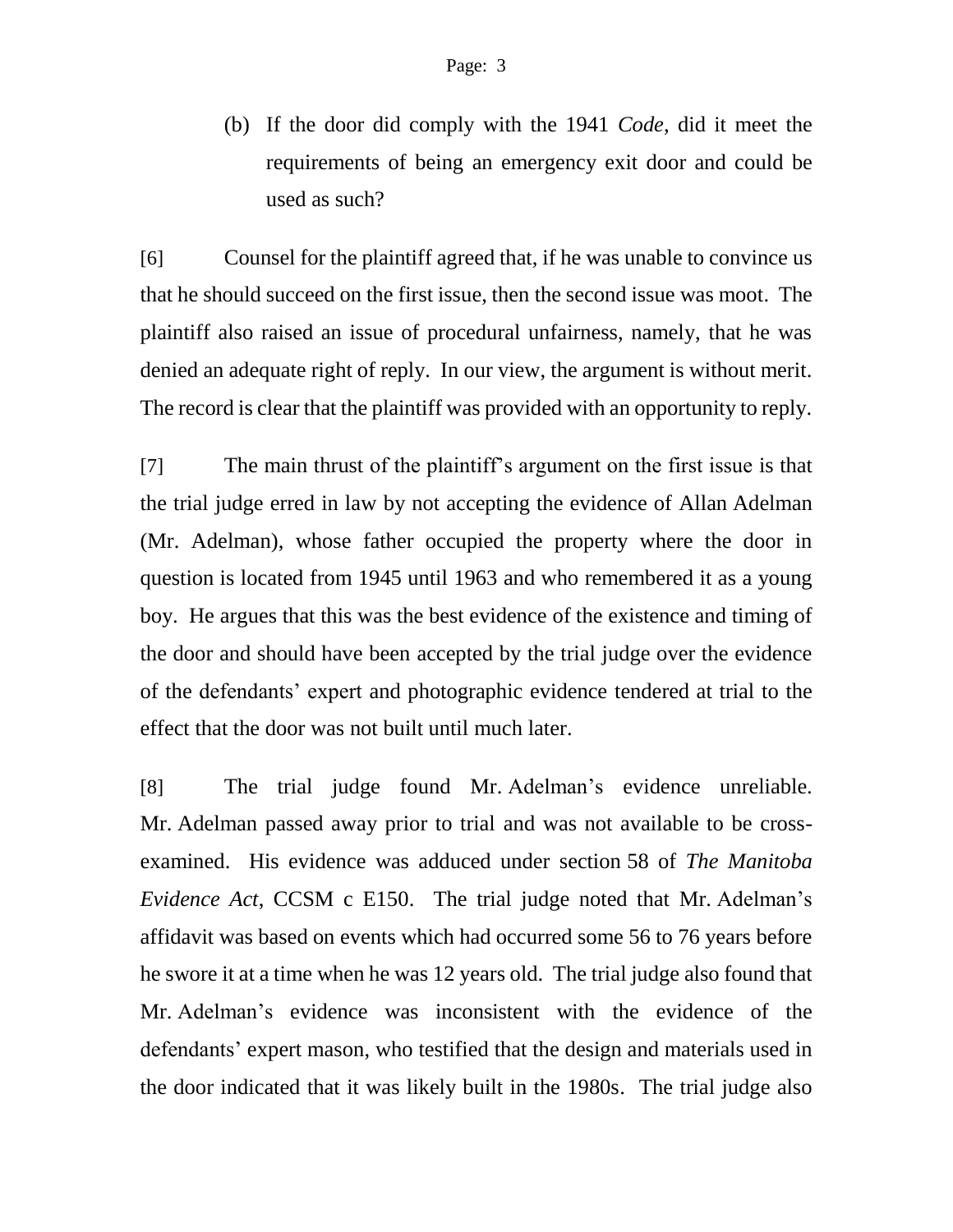(b) If the door did comply with the 1941 *Code*, did it meet the requirements of being an emergency exit door and could be used as such?

[6] Counsel for the plaintiff agreed that, if he was unable to convince us that he should succeed on the first issue, then the second issue was moot. The plaintiff also raised an issue of procedural unfairness, namely, that he was denied an adequate right of reply. In our view, the argument is without merit. The record is clear that the plaintiff was provided with an opportunity to reply.

[7] The main thrust of the plaintiff's argument on the first issue is that the trial judge erred in law by not accepting the evidence of Allan Adelman (Mr. Adelman), whose father occupied the property where the door in question is located from 1945 until 1963 and who remembered it as a young boy. He argues that this was the best evidence of the existence and timing of the door and should have been accepted by the trial judge over the evidence of the defendants' expert and photographic evidence tendered at trial to the effect that the door was not built until much later.

[8] The trial judge found Mr. Adelman's evidence unreliable. Mr. Adelman passed away prior to trial and was not available to be cross-examined. His evidence was adduced under section 58 of *The Manitoba Evidence Act*, CCSM c E150. The trial judge noted that Mr. Adelman's affidavit was based on events which had occurred some 56 to 76 years before he swore it at a time when he was 12 years old. The trial judge also found that Mr. Adelman's evidence was inconsistent with the evidence of the defendants' expert mason, who testified that the design and materials used in the door indicated that it was likely built in the 1980s. The trial judge also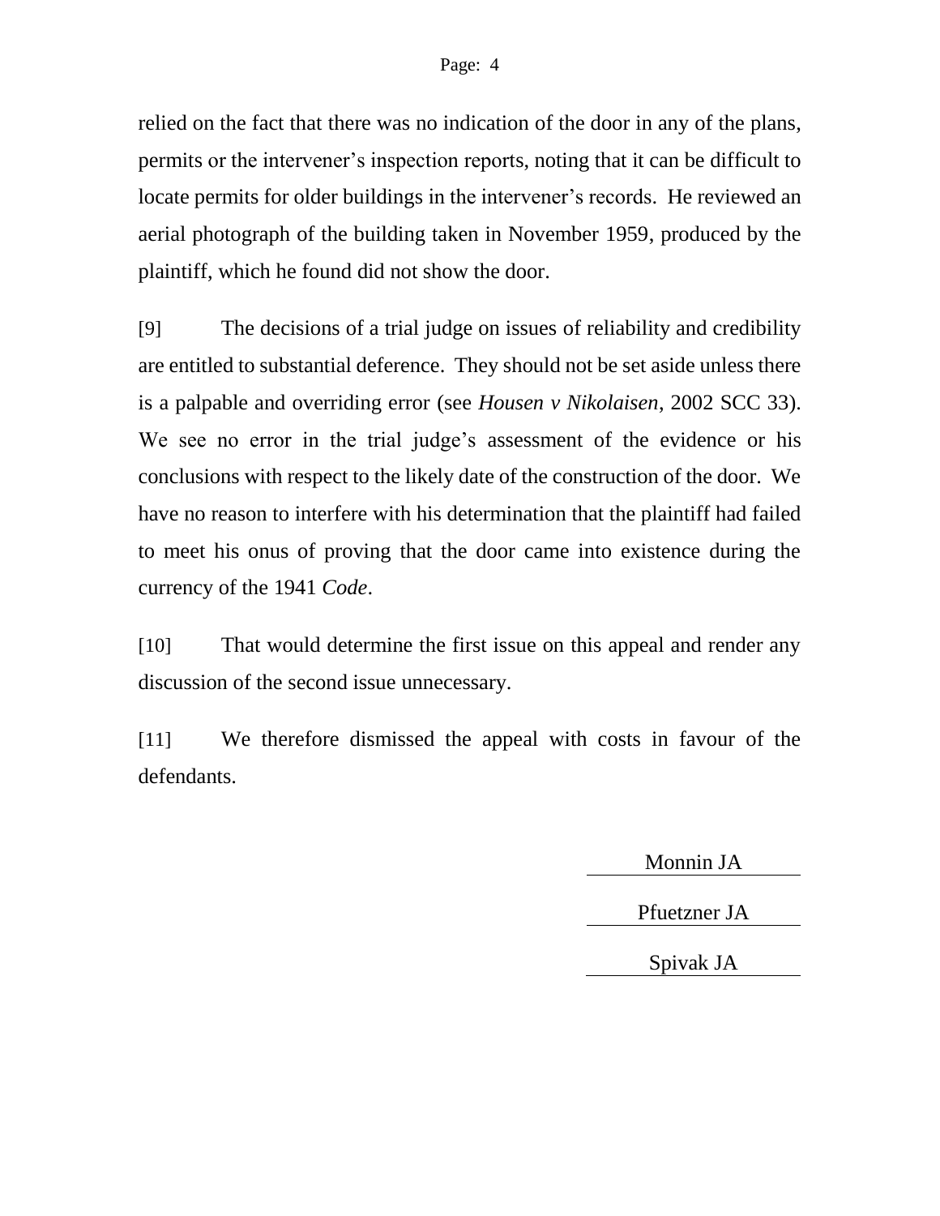relied on the fact that there was no indication of the door in any of the plans, permits or the intervener's inspection reports, noting that it can be difficult to locate permits for older buildings in the intervener's records. He reviewed an aerial photograph of the building taken in November 1959, produced by the plaintiff, which he found did not show the door.

[9] The decisions of a trial judge on issues of reliability and credibility are entitled to substantial deference. They should not be set aside unless there is a palpable and overriding error (see *Housen v Nikolaisen*, 2002 SCC 33). We see no error in the trial judge's assessment of the evidence or his conclusions with respect to the likely date of the construction of the door. We have no reason to interfere with his determination that the plaintiff had failed to meet his onus of proving that the door came into existence during the currency of the 1941 *Code*.

[10] That would determine the first issue on this appeal and render any discussion of the second issue unnecessary.

[11] We therefore dismissed the appeal with costs in favour of the defendants.

Monnin JA

Pfuetzner JA

Spivak JA